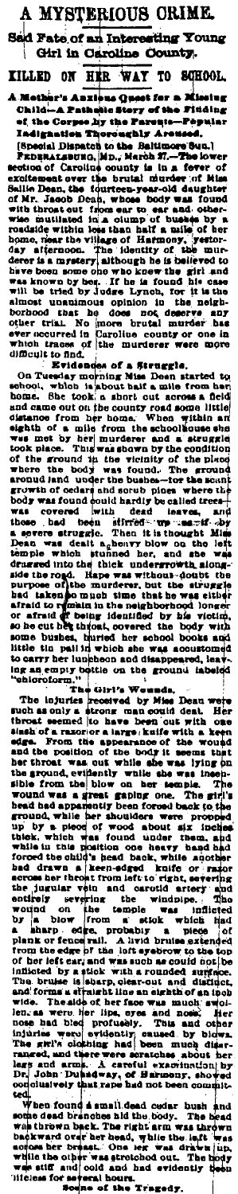# A MYSTERIOUS CRIME.

## Sad Fate of an Interesting Young Girl in Caroline County.

## KILLED ON HER WAY TO SCHOOL.

### A Mother's Anxious Quest for a Missing Child—A Pathetic Story of the Finding of the Corpse by the Parents—Popular Indignation Thoroughly Aroused.

[Special Dispatch to the Baltimore Sun.]

FEDERALSBURG, MD., March 27.—The lower section of Caroline county is in a fever of excitement over the brutal murder of Miss Sallie Dean, the fourteen-year-old daughter of Mr. Jacob Dean, whose body was found with throat cut from ear to ear and otherwise mutilated in a clump of bushes by a roadside within less than half a mile of her home, near the village of Harmony, yesterday afternoon. The identity of the murderer is a mystery, although he is believed to have been some one who knew the girl and was known by her. If he is found his case will be tried by Judge Lynch, for it is the almost unanimous opinion in the neighborhood that he does not deserve any other trial. No more brutal murder has ever occurred in Caroline county or one in which traces of the murderer were more difficult to find.

**Evidences of a Struggle.**

On Tuesday morning Miss Dean started to school, which is about half a mile from her home. She took a short cut across a field and came out on the county road some little distance from her home. When within an eighth of a mile from the schoolhouse she was met by her murderer and a struggle took place. This was shown by the condition of the ground in the vicinity of the place where the body was found. The ground around and under the bushes—for the scant growth of cedars and scrub pines where the body was found could hardly be called trees—was covered with dead leaves, and those had been stirred up as if by a severe struggle. Then it is thought Miss Dean was dealt a heavy blow on the left temple which stunned her, and she was dragged into the thick undergrowth alongside the road. Rape was without doubt the purpose of the murderer, but the struggle had taken so much time that he was either afraid to remain in the neighborhood longer or afraid of being identified by his victim, so he cut her throat, covered the body with some bushes, buried her school books and little tin pail in which she was accustomed to carry her luncheon and disappeared, leaving an empty bottle on the ground labeled "chloroform."

**The Girl's Wounds.**

The injuries received by Miss Dean were such as only a strong man could deal. Her throat seemed to have been cut with one slash of a razor or a large knife with a keen edge. From the appearance of the wound and the position of the body it seems that her throat was cut while she was lying on the ground, evidently while she was insensible from the blow on her temple. The wound was a great gaping one. The girl's head had apparently been forced back to the ground, while her shoulders were propped up by a piece of wood about six inches thick, which was found under them, and while in this position one heavy hand had forced the child's head back, while another had drawn a keen-edged knife or razor across her throat from left to right, severing the jugular vein and carotid artery and entirely severing the windpipe. The wound on the temple was inflicted by a blow from a stick which had a sharp edge, probably a piece of plank or fence rail. A livid bruise extended from the edge of the left eyebrow to the top of her left ear, and was such as could not be inflicted by a stick with a rounded surface. The bruise is sharp, clear-out and distinct, and forms a straight line an eighth of an inch wide. The side of her face was much swollen, as were her lips, eye and nose. Her nose had bled profusely. This and other injuries were evidently caused by blows. The girl's clothing had been much disarranged, and there were scratches about her legs and arms. A careful examination by Dr. John Dunsdway, of Harmony, showed conclusively that rape had not been committed.

When found a small dead cedar bush and some dead branches hid the body. The head was thrown back. The right arm was thrown backward over her head, while the left was across her breast. One leg was drawn up, while the other was stretched out. The body was stiff and cold and had evidently been lifeless for several hours.

**Scene of the Tragedy.**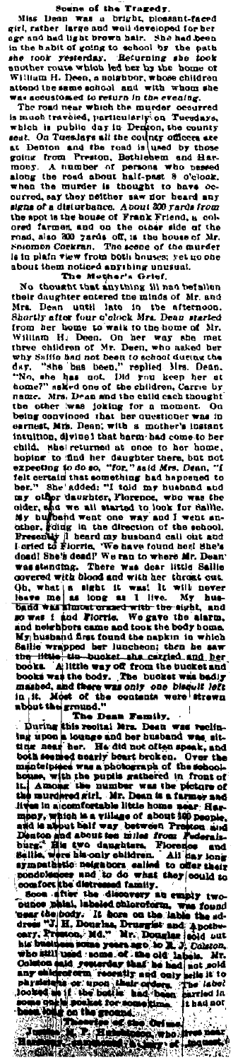### Scene of the Tragedy.

Miss Dean was a bright, pleasant-faced girl, rather large and well developed for her age and had light brown hair. She had been in the habit of going to school by the path *she took yesterday*. *Returning she took* another route which led her by the home of William H. Deen, a neighbor, whose children attend the same school and with whom she was accustomed *to return in the evening*.

The road near which the murder occurred is much traveled, particularly on Tuesdays, which is public day in Denton, the county seat. On Tuesdays all the county officers are at Denton and the road is used by those going from Preston, Bethlehem and Harmony. A number of persons who passed along the road about half-past 3 o'clock, when the murder is thought to have occurred, say they neither saw nor heard any signs of a disturbance. *About 200 yards from* the spot is the house of Frank Friend, a colored farmer, and on the other side of the road, also 300 yards off, is the house of Mr. Solomon Corkran. The scene of the murder is in plain view from both houses; yet no one about them noticed anything unusual.

### The Mother's Grief.

No thought that anything ill had befallen their daughter entered the minds of Mr. and Mrs. Dean until late in the afternoon. Shortly after four o'clock Mrs. Dean started from her home to walk to the home of Mr. William H. Deen. On her way she met three children of Mr. Deen, who asked her why Sallie had not been to school during the day. "She has been," replied Mrs. Dean. "No, she has not. Did you keep her at home?" asked one of the children, Carrie by name. Mrs. Dean and the child each thought the other was joking for a moment. On being convinced that her questioner was in earnest, Mrs. Dean, with a mother's instant intuition, divined that harm had come to her child. She returned at once to her home, hoping to find her daughter there, but not expecting to do so, "for," said Mrs. Dean, "I felt certain that something had happened to her." She added: "I told my husband and my other daughter, Florence, who was the older, and we all started to look for Sallie. My husband went one way and I went another, riding in the direction of the school. Presently I heard my husband call out and I cried to Florrie, 'We have found her! She's dead! She's dead!' We ran to where Mr. Dean was standing. There was dear little Sallie covered with blood and with her throat cut. Oh, what a sight it was! It will never leave me as long as I live. My husband was almost crazed with the sight, and so was I and Florrie. We gave the alarm, and neighbors came and took the body home. My husband first found the napkin in which Sallie wrapped her luncheon; then he saw the little tin bucket she carried and her books. A little way off from the bucket and books was the body. The bucket was badly mashed, and there was only one biscuit left in it. Most of the contents were strewn about the ground."

### The Dean Family.

During this recital Mrs. Dean was reclining upon a lounge and her husband was sitting near her. He did not often speak, and both seemed nearly heart broken. Over the mantelpiece was a photograph of the schoolhouse, with the pupils gathered in front of it. Among the number was the picture of the murdered girl. Mr. Dean is a farmer and lives in a comfortable little home near Harmony, which is a village of about 300 people, and is about half way between Preston and Denton and about ten miles from Federalsburg. His two daughters, Florence and Sallie, were his only children. All day long sympathetic neighbors called to offer their condolences and to do what they could to comfort the distressed family.

Soon after the discovery an empty two-ounce phial, labeled chloroform, was found near the body. It bore on the label the address "J. H. Douglas, Druggist and Apothecary, Preston, Md." Mr. Douglas sold out his business some years ago to R. J. Colston, who still used some of the old labels. Mr. Colston said yesterday that he had not sold any chloroform recently and only sells it to physicians or upon their orders. The label looked as if the bottle had been carried in some one's pocket for some time. It had not been long on the ground.

### Theories of the Crime.

...R. Hubbard, who lives near Harmony, ... a jury of inquest...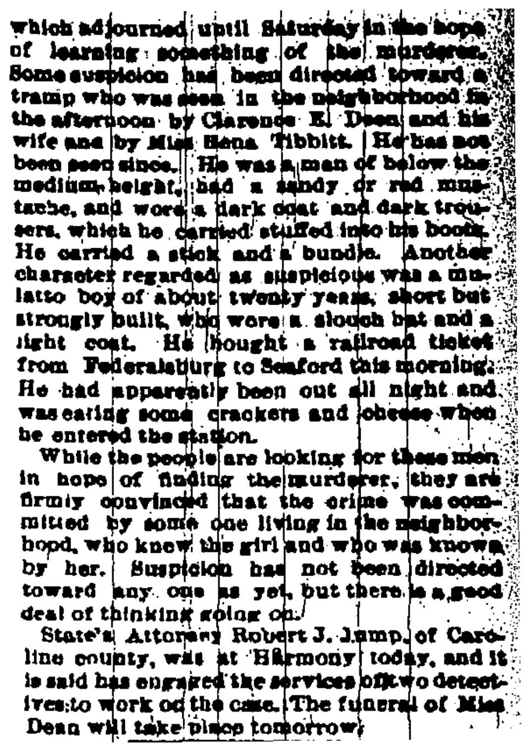which adjourned until Saturday in the hope of learning something of the murderer. Some suspicion has been directed toward a tramp who was seen in the neighborhood in the afternoon by Clarence E. Dean and his wife and by Miss Hena Tibbitt. He has not been seen since. He was a man of below the medium height, had a sandy or red mustache, and wore a dark coat and dark trousers, which he carried stuffed into his boots. He carried a stick and a bundle. Another character regarded as suspicious was a mulatto boy of about twenty years, short but strongly built, who wore a slouch hat and a light coat. He bought a railroad ticket from Federalsburg to Seaford this morning. He had apparently been out all night and was eating some crackers and cheese when he entered the station.

While the people are looking for these men in hope of finding the murderer, they are firmly convinced that the crime was committed by some one living in the neighborhood, who knew the girl and who was known by her. Suspicion has not been directed toward any one as yet, but there is a good deal of thinking going on.

State's Attorney Robert J. Jump, of Caroline county, was at Harmony today, and it is said has engaged the services of two detectives to work on the case. The funeral of Miss Dean will take place tomorrow.